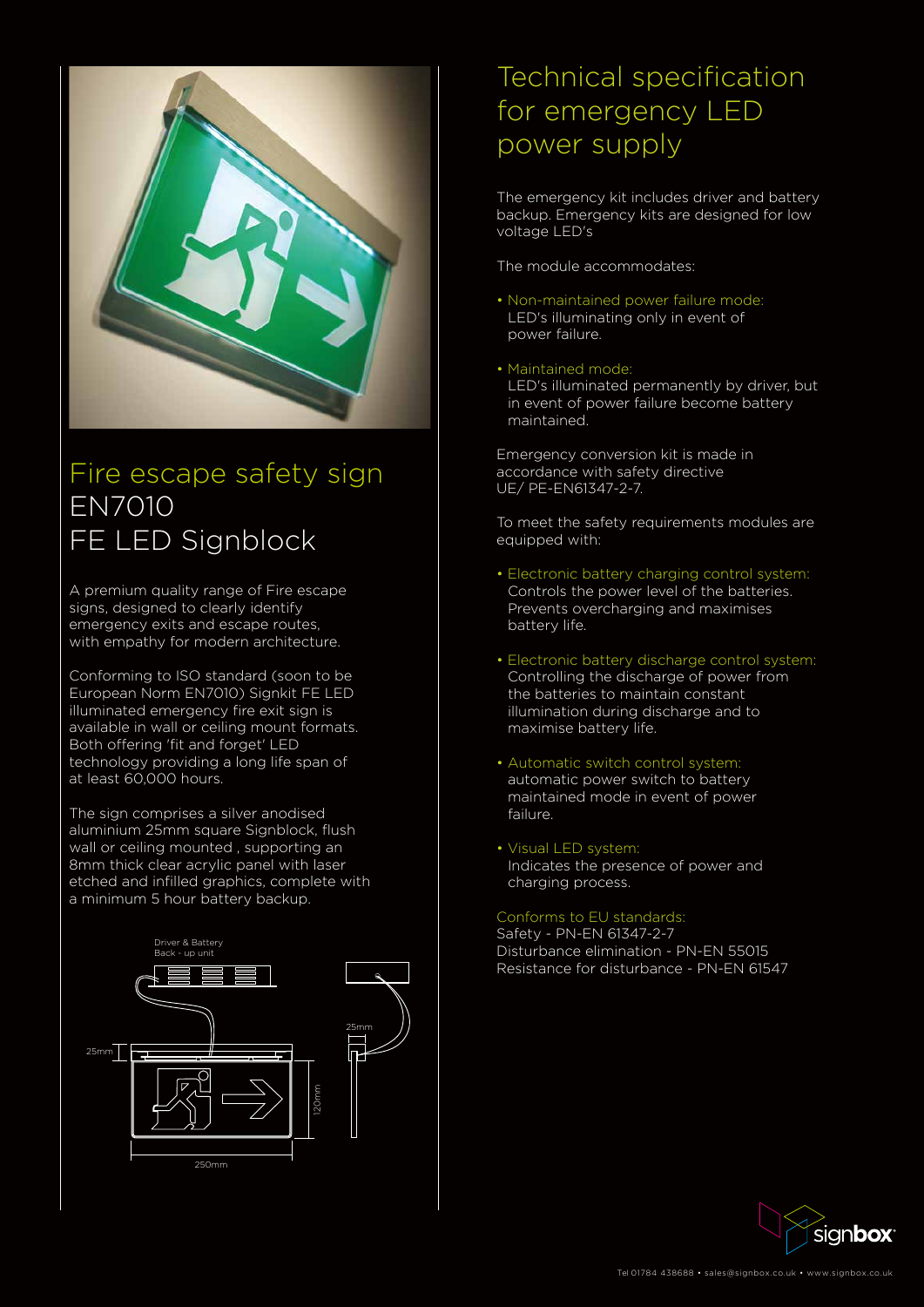# Fire escape safety sign EN7010 FE LED Signblock

A premium quality range of Fire escape signs, designed to clearly identify emergency exits and escape routes, with empathy for modern architecture.

Conforming to ISO standard (soon to be European Norm EN7010) Signkit FE LED illuminated emergency fire exit sign is available in wall or ceiling mount formats. Both offering 'fit and forget' LED technology providing a long life span of at least 60,000 hours.

The sign comprises a silver anodised aluminium 25mm square Signblock, flush wall or ceiling mounted , supporting an 8mm thick clear acrylic panel with laser etched and infilled graphics, complete with a minimum 5 hour battery backup.

Driver & Battery Back - up unit

25mm

25mm

120mm

250mm

# Technical specification for emergency LED power supply

The emergency kit includes driver and battery backup. Emergency kits are designed for low voltage LED's

The module accommodates:

- Non-maintained power failure mode: LED's illuminating only in event of power failure.
- Maintained mode: LED's illuminated permanently by driver, but in event of power failure become battery maintained.

Emergency conversion kit is made in accordance with safety directive UE/ PE-EN61347-2-7.

To meet the safety requirements modules are equipped with:

- Electronic battery charging control system: Controls the power level of the batteries. Prevents overcharging and maximises battery life.
- Electronic battery discharge control system: Controlling the discharge of power from the batteries to maintain constant illumination during discharge and to maximise battery life.
- Automatic switch control system: automatic power switch to battery maintained mode in event of power failure.
- Visual LED system: Indicates the presence of power and charging process.

Conforms to EU standards:
Safety - PN-EN 61347-2-7
Disturbance elimination - PN-EN 55015
Resistance for disturbance - PN-EN 61547

Tel 01784 438688 • sales@signbox.co.uk • www.signbox.co.uk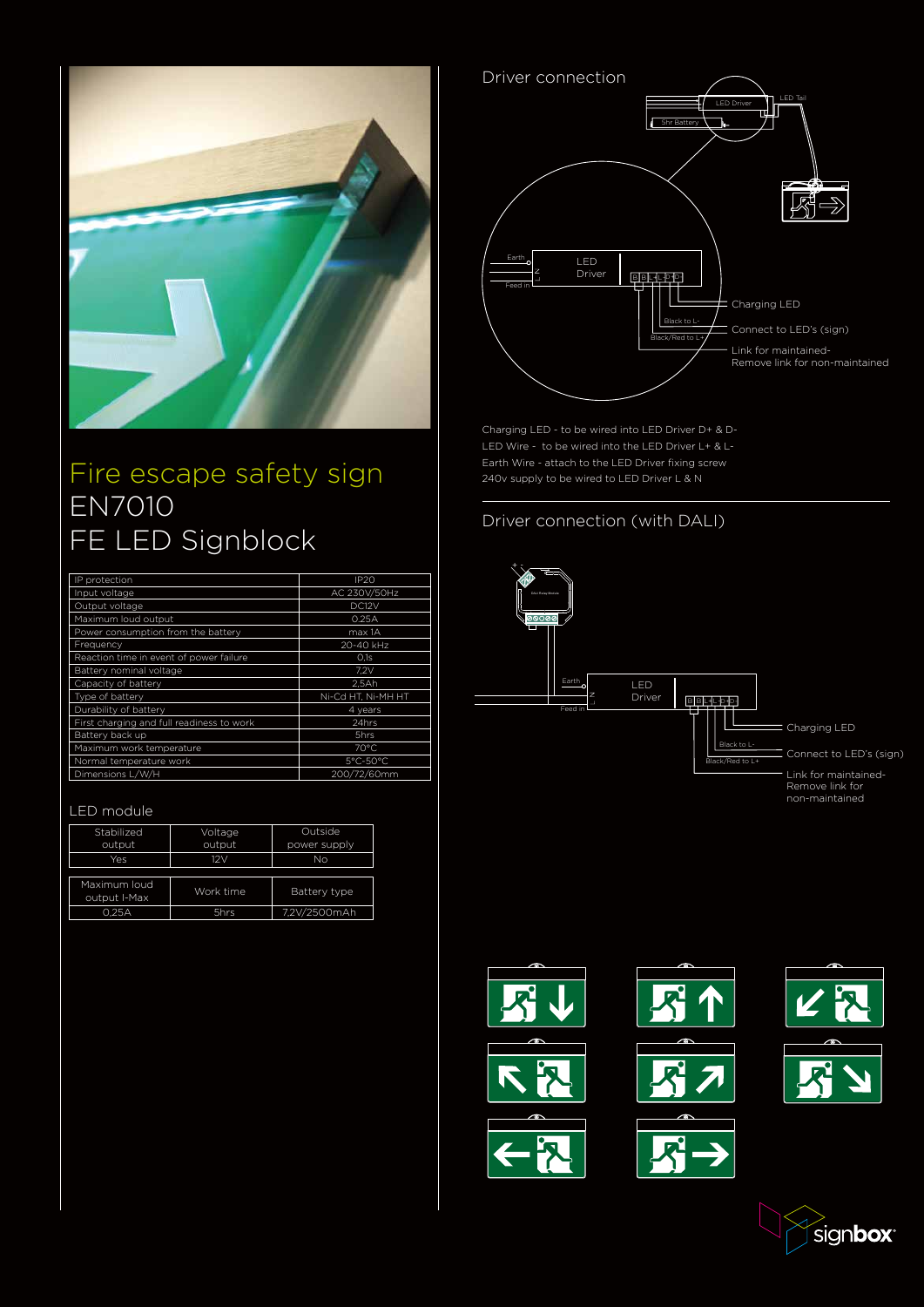# Fire escape safety sign
# EN7010
# FE LED Signblock

| | |
|---|---|
| IP protection | IP20 |
| Input voltage | AC 230V/50Hz |
| Output voltage | DC12V |
| Maximum loud output | 0.25A |
| Power consumption from the battery | max 1A |
| Frequency | 20-40 kHz |
| Reaction time in event of power failure | 0,1s |
| Battery nominal voltage | 7,2V |
| Capacity of battery | 2,5Ah |
| Type of battery | Ni-Cd HT, Ni-MH HT |
| Durability of battery | 4 years |
| First charging and full readiness to work | 24hrs |
| Battery back up | 5hrs |
| Maximum work temperature | 70°C |
| Normal temperature work | 5°C-50°C |
| Dimensions L/W/H | 200/72/60mm |

## LED module

| Stabilized output | Voltage output | Outside power supply |
|---|---|---|
| Yes | 12V | No |

| Maximum loud output I-Max | Work time | Battery type |
|---|---|---|
| 0,25A | 5hrs | 7,2V/2500mAh |

## Driver connection

LED Driver
LED Tail
5hr Battery
Earth
Feed in
N
L
LED Driver
B B L+ L- D+ D-
Charging LED
Black to L-
Black/Red to L+
Connect to LED's (sign)
Link for maintained- Remove link for non-maintained

Charging LED - to be wired into LED Driver D+ & D-
LED Wire - to be wired into the LED Driver L+ & L-
Earth Wire - attach to the LED Driver fixing screw
240v supply to be wired to LED Driver L & N

## Driver connection (with DALI)

DALI Relay Module
Earth
Feed in
N
L
LED Driver
B B L+ L- D+ D-
Charging LED
Black to L-
Black/Red to L+
Connect to LED's (sign)
Link for maintained- Remove link for non-maintained

signbox